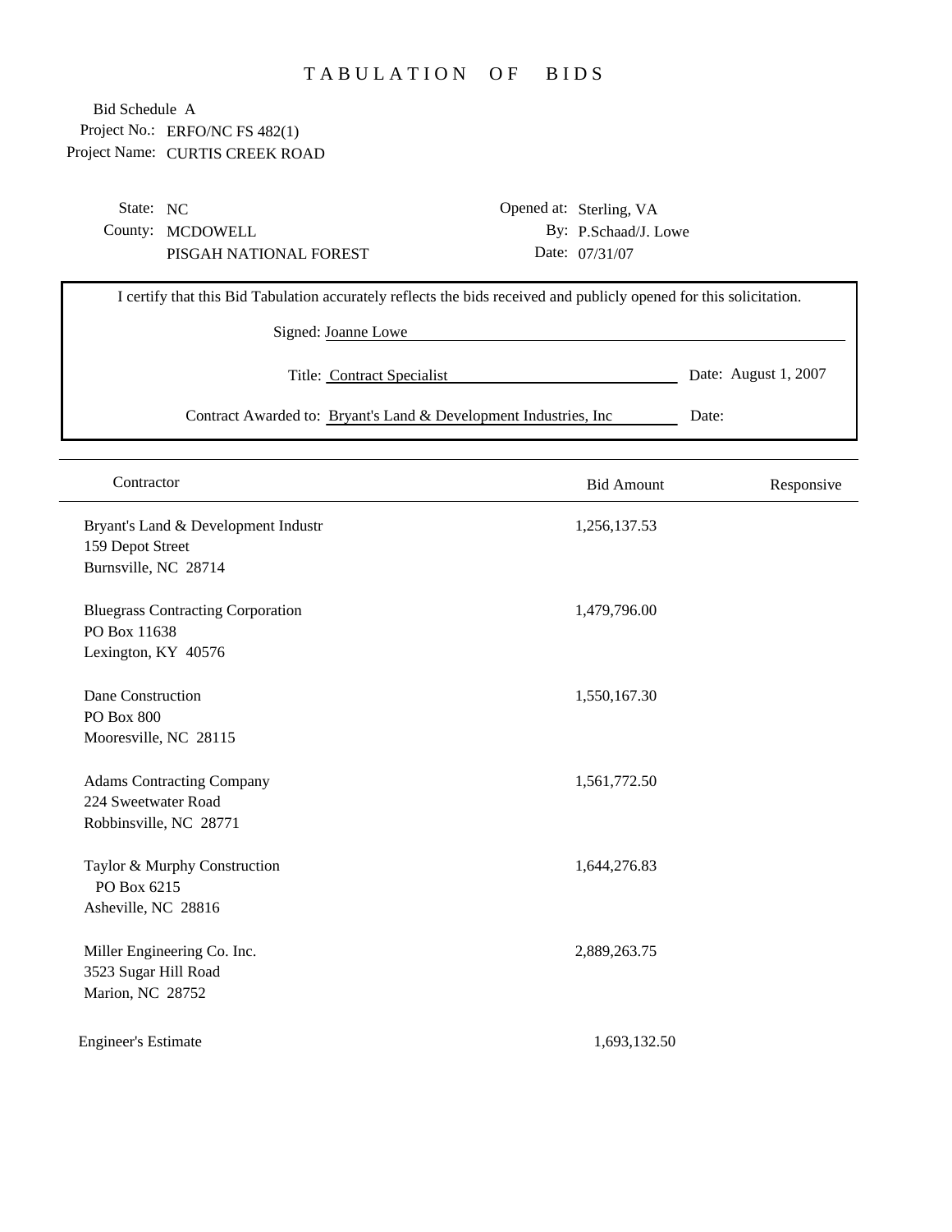# TABULATION OF BIDS

Bid Schedule A
Project No.: ERFO/NC FS 482(1)
Project Name: CURTIS CREEK ROAD

State: NC
County: MCDOWELL
PISGAH NATIONAL FOREST

Opened at: Sterling, VA
By: P.Schaad/J. Lowe
Date: 07/31/07

I certify that this Bid Tabulation accurately reflects the bids received and publicly opened for this solicitation.

Signed: Joanne Lowe

Title: Contract Specialist — Date: August 1, 2007

Contract Awarded to: Bryant's Land & Development Industries, Inc — Date:

| Contractor | Bid Amount | Responsive |
|---|---|---|
| Bryant's Land & Development Industr<br>159 Depot Street<br>Burnsville, NC 28714 | 1,256,137.53 | |
| Bluegrass Contracting Corporation<br>PO Box 11638<br>Lexington, KY 40576 | 1,479,796.00 | |
| Dane Construction<br>PO Box 800<br>Mooresville, NC 28115 | 1,550,167.30 | |
| Adams Contracting Company<br>224 Sweetwater Road<br>Robbinsville, NC 28771 | 1,561,772.50 | |
| Taylor & Murphy Construction<br>PO Box 6215<br>Asheville, NC 28816 | 1,644,276.83 | |
| Miller Engineering Co. Inc.<br>3523 Sugar Hill Road<br>Marion, NC 28752 | 2,889,263.75 | |
| Engineer's Estimate | 1,693,132.50 | |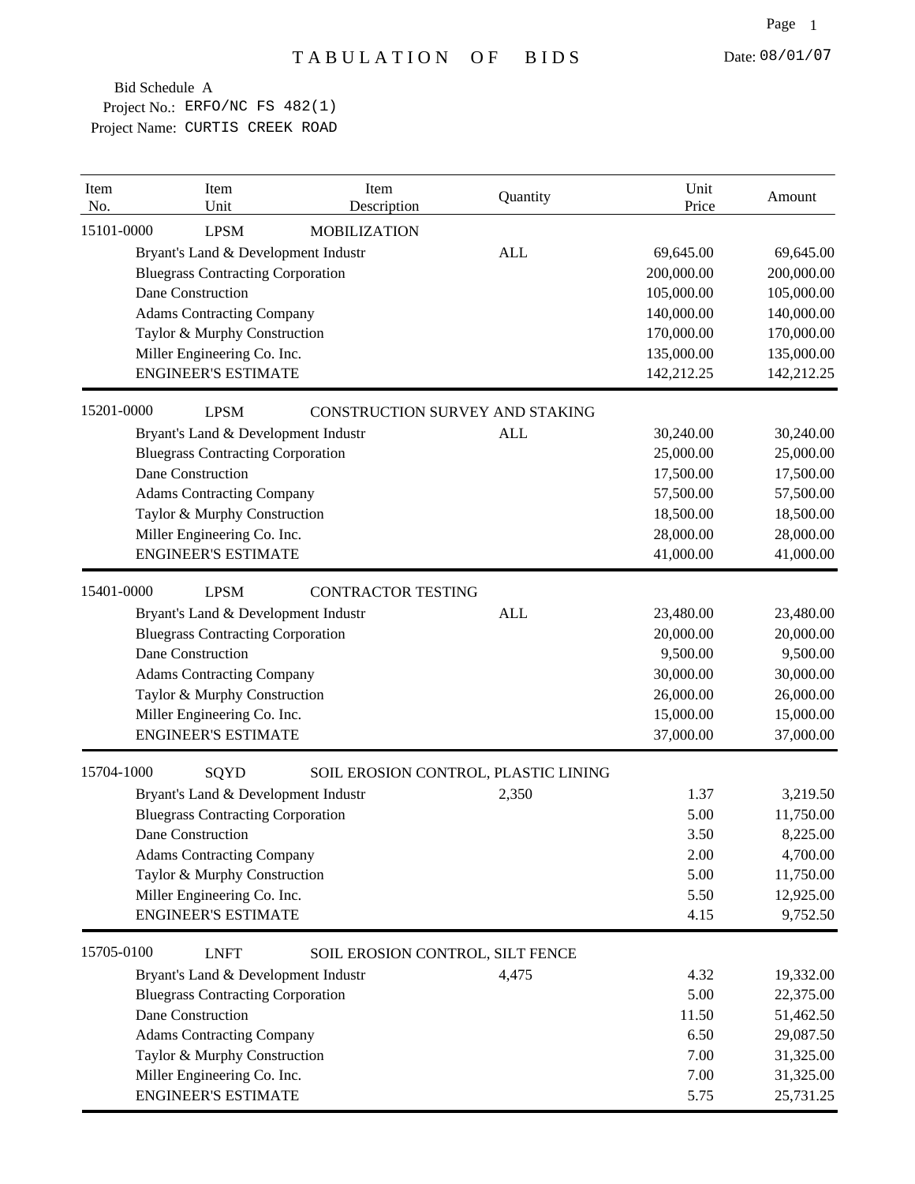Date: 08/01/07

# TABULATION OF BIDS

Bid Schedule A
Project No.: ERFO/NC FS 482(1)
Project Name: CURTIS CREEK ROAD

| Item No. | Item Unit | Item Description | Quantity | Unit Price | Amount |
|---|---|---|---|---|---|
| 15101-0000 | LPSM | MOBILIZATION | | | |
| | Bryant's Land & Development Industr | | ALL | 69,645.00 | 69,645.00 |
| | Bluegrass Contracting Corporation | | | 200,000.00 | 200,000.00 |
| | Dane Construction | | | 105,000.00 | 105,000.00 |
| | Adams Contracting Company | | | 140,000.00 | 140,000.00 |
| | Taylor & Murphy Construction | | | 170,000.00 | 170,000.00 |
| | Miller Engineering Co. Inc. | | | 135,000.00 | 135,000.00 |
| | ENGINEER'S ESTIMATE | | | 142,212.25 | 142,212.25 |
| 15201-0000 | LPSM | CONSTRUCTION SURVEY AND STAKING | | | |
| | Bryant's Land & Development Industr | | ALL | 30,240.00 | 30,240.00 |
| | Bluegrass Contracting Corporation | | | 25,000.00 | 25,000.00 |
| | Dane Construction | | | 17,500.00 | 17,500.00 |
| | Adams Contracting Company | | | 57,500.00 | 57,500.00 |
| | Taylor & Murphy Construction | | | 18,500.00 | 18,500.00 |
| | Miller Engineering Co. Inc. | | | 28,000.00 | 28,000.00 |
| | ENGINEER'S ESTIMATE | | | 41,000.00 | 41,000.00 |
| 15401-0000 | LPSM | CONTRACTOR TESTING | | | |
| | Bryant's Land & Development Industr | | ALL | 23,480.00 | 23,480.00 |
| | Bluegrass Contracting Corporation | | | 20,000.00 | 20,000.00 |
| | Dane Construction | | | 9,500.00 | 9,500.00 |
| | Adams Contracting Company | | | 30,000.00 | 30,000.00 |
| | Taylor & Murphy Construction | | | 26,000.00 | 26,000.00 |
| | Miller Engineering Co. Inc. | | | 15,000.00 | 15,000.00 |
| | ENGINEER'S ESTIMATE | | | 37,000.00 | 37,000.00 |
| 15704-1000 | SQYD | SOIL EROSION CONTROL, PLASTIC LINING | | | |
| | Bryant's Land & Development Industr | | 2,350 | 1.37 | 3,219.50 |
| | Bluegrass Contracting Corporation | | | 5.00 | 11,750.00 |
| | Dane Construction | | | 3.50 | 8,225.00 |
| | Adams Contracting Company | | | 2.00 | 4,700.00 |
| | Taylor & Murphy Construction | | | 5.00 | 11,750.00 |
| | Miller Engineering Co. Inc. | | | 5.50 | 12,925.00 |
| | ENGINEER'S ESTIMATE | | | 4.15 | 9,752.50 |
| 15705-0100 | LNFT | SOIL EROSION CONTROL, SILT FENCE | | | |
| | Bryant's Land & Development Industr | | 4,475 | 4.32 | 19,332.00 |
| | Bluegrass Contracting Corporation | | | 5.00 | 22,375.00 |
| | Dane Construction | | | 11.50 | 51,462.50 |
| | Adams Contracting Company | | | 6.50 | 29,087.50 |
| | Taylor & Murphy Construction | | | 7.00 | 31,325.00 |
| | Miller Engineering Co. Inc. | | | 7.00 | 31,325.00 |
| | ENGINEER'S ESTIMATE | | | 5.75 | 25,731.25 |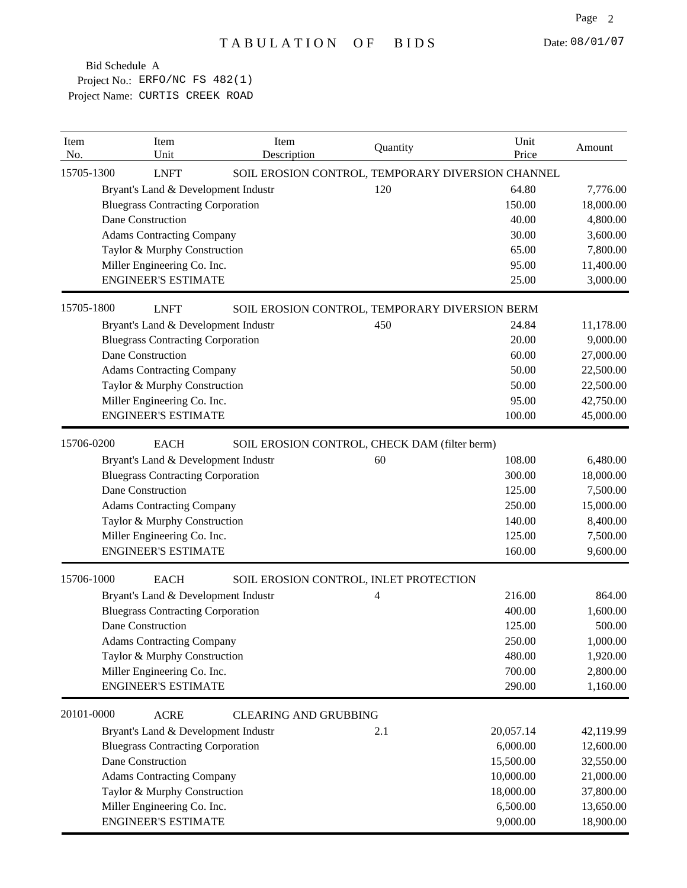# TABULATION OF BIDS

Date: 08/01/07

Bid Schedule A
Project No.: ERFO/NC FS 482(1)
Project Name: CURTIS CREEK ROAD

| Item No. | Item Unit | Item Description | Quantity | Unit Price | Amount |
|---|---|---|---|---|---|
| 15705-1300 | LNFT | SOIL EROSION CONTROL, TEMPORARY DIVERSION CHANNEL | | | |
| | Bryant's Land & Development Industr | | 120 | 64.80 | 7,776.00 |
| | Bluegrass Contracting Corporation | | | 150.00 | 18,000.00 |
| | Dane Construction | | | 40.00 | 4,800.00 |
| | Adams Contracting Company | | | 30.00 | 3,600.00 |
| | Taylor & Murphy Construction | | | 65.00 | 7,800.00 |
| | Miller Engineering Co. Inc. | | | 95.00 | 11,400.00 |
| | ENGINEER'S ESTIMATE | | | 25.00 | 3,000.00 |
| 15705-1800 | LNFT | SOIL EROSION CONTROL, TEMPORARY DIVERSION BERM | | | |
| | Bryant's Land & Development Industr | | 450 | 24.84 | 11,178.00 |
| | Bluegrass Contracting Corporation | | | 20.00 | 9,000.00 |
| | Dane Construction | | | 60.00 | 27,000.00 |
| | Adams Contracting Company | | | 50.00 | 22,500.00 |
| | Taylor & Murphy Construction | | | 50.00 | 22,500.00 |
| | Miller Engineering Co. Inc. | | | 95.00 | 42,750.00 |
| | ENGINEER'S ESTIMATE | | | 100.00 | 45,000.00 |
| 15706-0200 | EACH | SOIL EROSION CONTROL, CHECK DAM (filter berm) | | | |
| | Bryant's Land & Development Industr | | 60 | 108.00 | 6,480.00 |
| | Bluegrass Contracting Corporation | | | 300.00 | 18,000.00 |
| | Dane Construction | | | 125.00 | 7,500.00 |
| | Adams Contracting Company | | | 250.00 | 15,000.00 |
| | Taylor & Murphy Construction | | | 140.00 | 8,400.00 |
| | Miller Engineering Co. Inc. | | | 125.00 | 7,500.00 |
| | ENGINEER'S ESTIMATE | | | 160.00 | 9,600.00 |
| 15706-1000 | EACH | SOIL EROSION CONTROL, INLET PROTECTION | | | |
| | Bryant's Land & Development Industr | | 4 | 216.00 | 864.00 |
| | Bluegrass Contracting Corporation | | | 400.00 | 1,600.00 |
| | Dane Construction | | | 125.00 | 500.00 |
| | Adams Contracting Company | | | 250.00 | 1,000.00 |
| | Taylor & Murphy Construction | | | 480.00 | 1,920.00 |
| | Miller Engineering Co. Inc. | | | 700.00 | 2,800.00 |
| | ENGINEER'S ESTIMATE | | | 290.00 | 1,160.00 |
| 20101-0000 | ACRE | CLEARING AND GRUBBING | | | |
| | Bryant's Land & Development Industr | | 2.1 | 20,057.14 | 42,119.99 |
| | Bluegrass Contracting Corporation | | | 6,000.00 | 12,600.00 |
| | Dane Construction | | | 15,500.00 | 32,550.00 |
| | Adams Contracting Company | | | 10,000.00 | 21,000.00 |
| | Taylor & Murphy Construction | | | 18,000.00 | 37,800.00 |
| | Miller Engineering Co. Inc. | | | 6,500.00 | 13,650.00 |
| | ENGINEER'S ESTIMATE | | | 9,000.00 | 18,900.00 |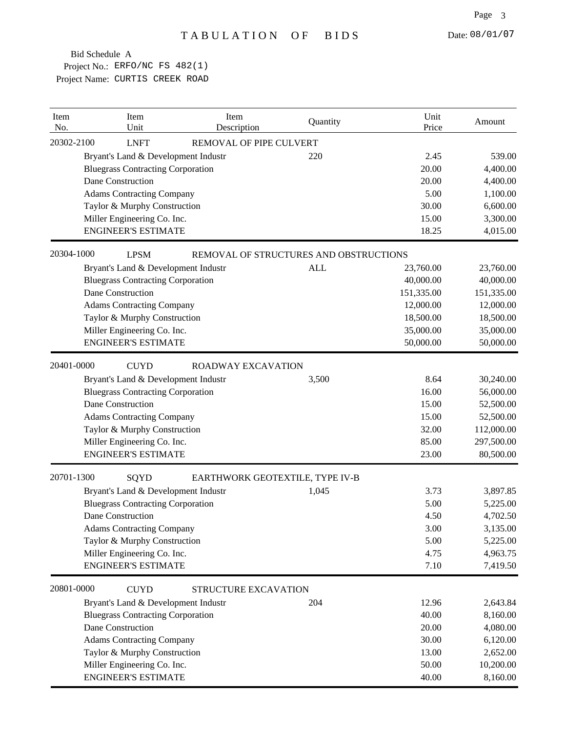# TABULATION OF BIDS

Date: 08/01/07

Bid Schedule A
Project No.: ERFO/NC FS 482(1)
Project Name: CURTIS CREEK ROAD

| Item No. | Item Unit | Item Description | Quantity | Unit Price | Amount |
|---|---|---|---|---|---|
| 20302-2100 | LNFT | REMOVAL OF PIPE CULVERT | | | |
| | Bryant's Land & Development Industr | | 220 | 2.45 | 539.00 |
| | Bluegrass Contracting Corporation | | | 20.00 | 4,400.00 |
| | Dane Construction | | | 20.00 | 4,400.00 |
| | Adams Contracting Company | | | 5.00 | 1,100.00 |
| | Taylor & Murphy Construction | | | 30.00 | 6,600.00 |
| | Miller Engineering Co. Inc. | | | 15.00 | 3,300.00 |
| | ENGINEER'S ESTIMATE | | | 18.25 | 4,015.00 |
| 20304-1000 | LPSM | REMOVAL OF STRUCTURES AND OBSTRUCTIONS | | | |
| | Bryant's Land & Development Industr | | ALL | 23,760.00 | 23,760.00 |
| | Bluegrass Contracting Corporation | | | 40,000.00 | 40,000.00 |
| | Dane Construction | | | 151,335.00 | 151,335.00 |
| | Adams Contracting Company | | | 12,000.00 | 12,000.00 |
| | Taylor & Murphy Construction | | | 18,500.00 | 18,500.00 |
| | Miller Engineering Co. Inc. | | | 35,000.00 | 35,000.00 |
| | ENGINEER'S ESTIMATE | | | 50,000.00 | 50,000.00 |
| 20401-0000 | CUYD | ROADWAY EXCAVATION | | | |
| | Bryant's Land & Development Industr | | 3,500 | 8.64 | 30,240.00 |
| | Bluegrass Contracting Corporation | | | 16.00 | 56,000.00 |
| | Dane Construction | | | 15.00 | 52,500.00 |
| | Adams Contracting Company | | | 15.00 | 52,500.00 |
| | Taylor & Murphy Construction | | | 32.00 | 112,000.00 |
| | Miller Engineering Co. Inc. | | | 85.00 | 297,500.00 |
| | ENGINEER'S ESTIMATE | | | 23.00 | 80,500.00 |
| 20701-1300 | SQYD | EARTHWORK GEOTEXTILE, TYPE IV-B | | | |
| | Bryant's Land & Development Industr | | 1,045 | 3.73 | 3,897.85 |
| | Bluegrass Contracting Corporation | | | 5.00 | 5,225.00 |
| | Dane Construction | | | 4.50 | 4,702.50 |
| | Adams Contracting Company | | | 3.00 | 3,135.00 |
| | Taylor & Murphy Construction | | | 5.00 | 5,225.00 |
| | Miller Engineering Co. Inc. | | | 4.75 | 4,963.75 |
| | ENGINEER'S ESTIMATE | | | 7.10 | 7,419.50 |
| 20801-0000 | CUYD | STRUCTURE EXCAVATION | | | |
| | Bryant's Land & Development Industr | | 204 | 12.96 | 2,643.84 |
| | Bluegrass Contracting Corporation | | | 40.00 | 8,160.00 |
| | Dane Construction | | | 20.00 | 4,080.00 |
| | Adams Contracting Company | | | 30.00 | 6,120.00 |
| | Taylor & Murphy Construction | | | 13.00 | 2,652.00 |
| | Miller Engineering Co. Inc. | | | 50.00 | 10,200.00 |
| | ENGINEER'S ESTIMATE | | | 40.00 | 8,160.00 |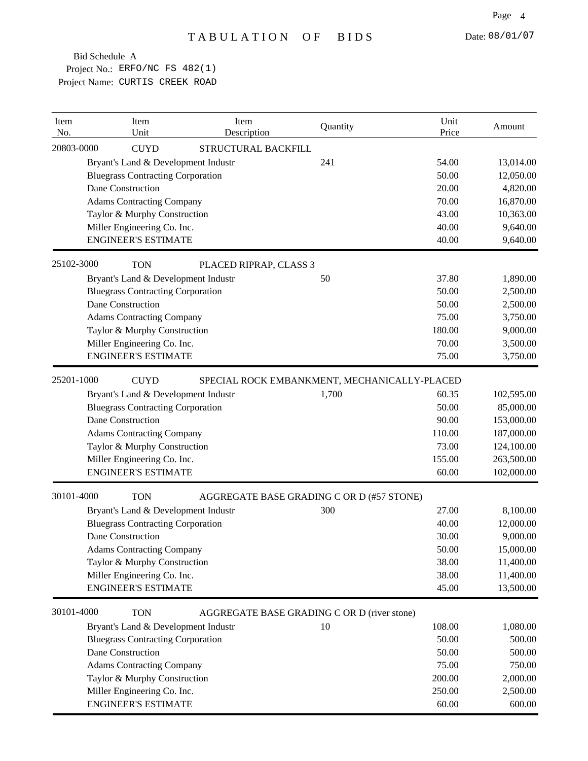# TABULATION OF BIDS

Date: 08/01/07

Bid Schedule A
Project No.: ERFO/NC FS 482(1)
Project Name: CURTIS CREEK ROAD

| Item No. | Item Unit | Item Description | Quantity | Unit Price | Amount |
|---|---|---|---|---|---|
| 20803-0000 | CUYD | STRUCTURAL BACKFILL | | | |
| | Bryant's Land & Development Industr | | 241 | 54.00 | 13,014.00 |
| | Bluegrass Contracting Corporation | | | 50.00 | 12,050.00 |
| | Dane Construction | | | 20.00 | 4,820.00 |
| | Adams Contracting Company | | | 70.00 | 16,870.00 |
| | Taylor & Murphy Construction | | | 43.00 | 10,363.00 |
| | Miller Engineering Co. Inc. | | | 40.00 | 9,640.00 |
| | ENGINEER'S ESTIMATE | | | 40.00 | 9,640.00 |
| 25102-3000 | TON | PLACED RIPRAP, CLASS 3 | | | |
| | Bryant's Land & Development Industr | | 50 | 37.80 | 1,890.00 |
| | Bluegrass Contracting Corporation | | | 50.00 | 2,500.00 |
| | Dane Construction | | | 50.00 | 2,500.00 |
| | Adams Contracting Company | | | 75.00 | 3,750.00 |
| | Taylor & Murphy Construction | | | 180.00 | 9,000.00 |
| | Miller Engineering Co. Inc. | | | 70.00 | 3,500.00 |
| | ENGINEER'S ESTIMATE | | | 75.00 | 3,750.00 |
| 25201-1000 | CUYD | SPECIAL ROCK EMBANKMENT, MECHANICALLY-PLACED | | | |
| | Bryant's Land & Development Industr | | 1,700 | 60.35 | 102,595.00 |
| | Bluegrass Contracting Corporation | | | 50.00 | 85,000.00 |
| | Dane Construction | | | 90.00 | 153,000.00 |
| | Adams Contracting Company | | | 110.00 | 187,000.00 |
| | Taylor & Murphy Construction | | | 73.00 | 124,100.00 |
| | Miller Engineering Co. Inc. | | | 155.00 | 263,500.00 |
| | ENGINEER'S ESTIMATE | | | 60.00 | 102,000.00 |
| 30101-4000 | TON | AGGREGATE BASE GRADING C OR D (#57 STONE) | | | |
| | Bryant's Land & Development Industr | | 300 | 27.00 | 8,100.00 |
| | Bluegrass Contracting Corporation | | | 40.00 | 12,000.00 |
| | Dane Construction | | | 30.00 | 9,000.00 |
| | Adams Contracting Company | | | 50.00 | 15,000.00 |
| | Taylor & Murphy Construction | | | 38.00 | 11,400.00 |
| | Miller Engineering Co. Inc. | | | 38.00 | 11,400.00 |
| | ENGINEER'S ESTIMATE | | | 45.00 | 13,500.00 |
| 30101-4000 | TON | AGGREGATE BASE GRADING C OR D (river stone) | | | |
| | Bryant's Land & Development Industr | | 10 | 108.00 | 1,080.00 |
| | Bluegrass Contracting Corporation | | | 50.00 | 500.00 |
| | Dane Construction | | | 50.00 | 500.00 |
| | Adams Contracting Company | | | 75.00 | 750.00 |
| | Taylor & Murphy Construction | | | 200.00 | 2,000.00 |
| | Miller Engineering Co. Inc. | | | 250.00 | 2,500.00 |
| | ENGINEER'S ESTIMATE | | | 60.00 | 600.00 |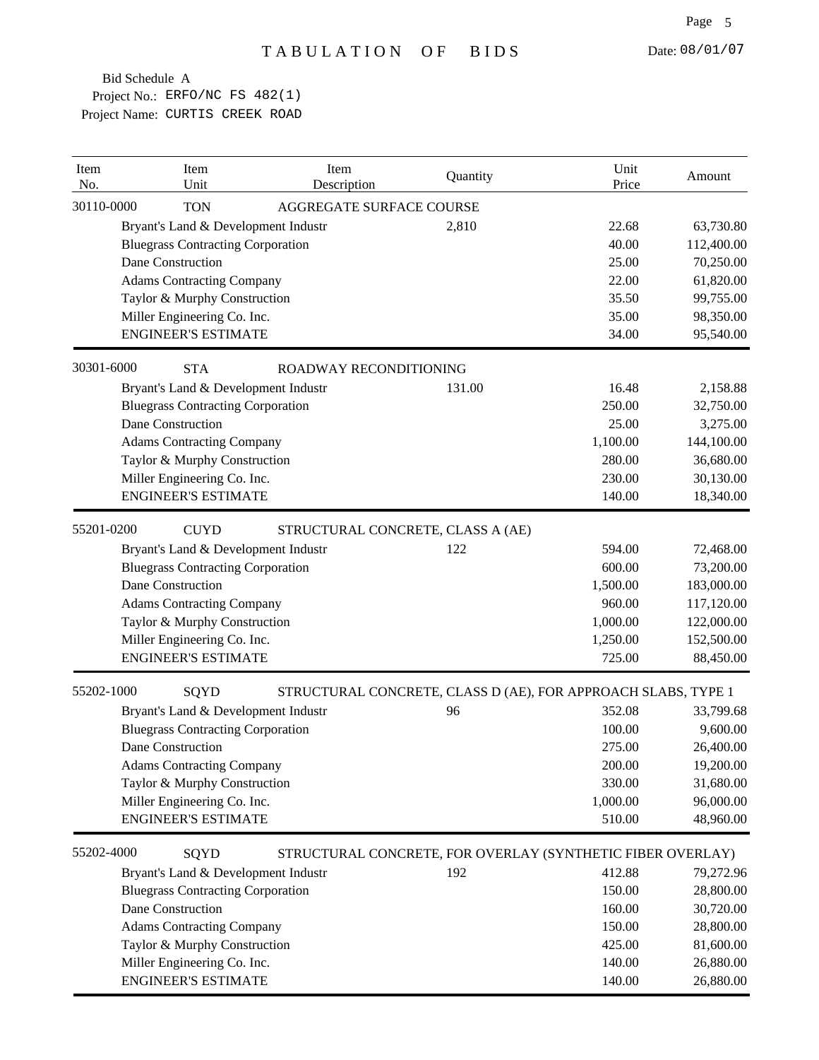# TABULATION OF BIDS

Date: 08/01/07

Bid Schedule A
Project No.: ERFO/NC FS 482(1)
Project Name: CURTIS CREEK ROAD

| Item No. | Item Unit | Item Description | Quantity | Unit Price | Amount |
|---|---|---|---|---|---|
| 30110-0000 | TON | AGGREGATE SURFACE COURSE | | | |
| | Bryant's Land & Development Industr | | 2,810 | 22.68 | 63,730.80 |
| | Bluegrass Contracting Corporation | | | 40.00 | 112,400.00 |
| | Dane Construction | | | 25.00 | 70,250.00 |
| | Adams Contracting Company | | | 22.00 | 61,820.00 |
| | Taylor & Murphy Construction | | | 35.50 | 99,755.00 |
| | Miller Engineering Co. Inc. | | | 35.00 | 98,350.00 |
| | ENGINEER'S ESTIMATE | | | 34.00 | 95,540.00 |
| 30301-6000 | STA | ROADWAY RECONDITIONING | | | |
| | Bryant's Land & Development Industr | | 131.00 | 16.48 | 2,158.88 |
| | Bluegrass Contracting Corporation | | | 250.00 | 32,750.00 |
| | Dane Construction | | | 25.00 | 3,275.00 |
| | Adams Contracting Company | | | 1,100.00 | 144,100.00 |
| | Taylor & Murphy Construction | | | 280.00 | 36,680.00 |
| | Miller Engineering Co. Inc. | | | 230.00 | 30,130.00 |
| | ENGINEER'S ESTIMATE | | | 140.00 | 18,340.00 |
| 55201-0200 | CUYD | STRUCTURAL CONCRETE, CLASS A (AE) | | | |
| | Bryant's Land & Development Industr | | 122 | 594.00 | 72,468.00 |
| | Bluegrass Contracting Corporation | | | 600.00 | 73,200.00 |
| | Dane Construction | | | 1,500.00 | 183,000.00 |
| | Adams Contracting Company | | | 960.00 | 117,120.00 |
| | Taylor & Murphy Construction | | | 1,000.00 | 122,000.00 |
| | Miller Engineering Co. Inc. | | | 1,250.00 | 152,500.00 |
| | ENGINEER'S ESTIMATE | | | 725.00 | 88,450.00 |
| 55202-1000 | SQYD | STRUCTURAL CONCRETE, CLASS D (AE), FOR APPROACH SLABS, TYPE 1 | | | |
| | Bryant's Land & Development Industr | | 96 | 352.08 | 33,799.68 |
| | Bluegrass Contracting Corporation | | | 100.00 | 9,600.00 |
| | Dane Construction | | | 275.00 | 26,400.00 |
| | Adams Contracting Company | | | 200.00 | 19,200.00 |
| | Taylor & Murphy Construction | | | 330.00 | 31,680.00 |
| | Miller Engineering Co. Inc. | | | 1,000.00 | 96,000.00 |
| | ENGINEER'S ESTIMATE | | | 510.00 | 48,960.00 |
| 55202-4000 | SQYD | STRUCTURAL CONCRETE, FOR OVERLAY (SYNTHETIC FIBER OVERLAY) | | | |
| | Bryant's Land & Development Industr | | 192 | 412.88 | 79,272.96 |
| | Bluegrass Contracting Corporation | | | 150.00 | 28,800.00 |
| | Dane Construction | | | 160.00 | 30,720.00 |
| | Adams Contracting Company | | | 150.00 | 28,800.00 |
| | Taylor & Murphy Construction | | | 425.00 | 81,600.00 |
| | Miller Engineering Co. Inc. | | | 140.00 | 26,880.00 |
| | ENGINEER'S ESTIMATE | | | 140.00 | 26,880.00 |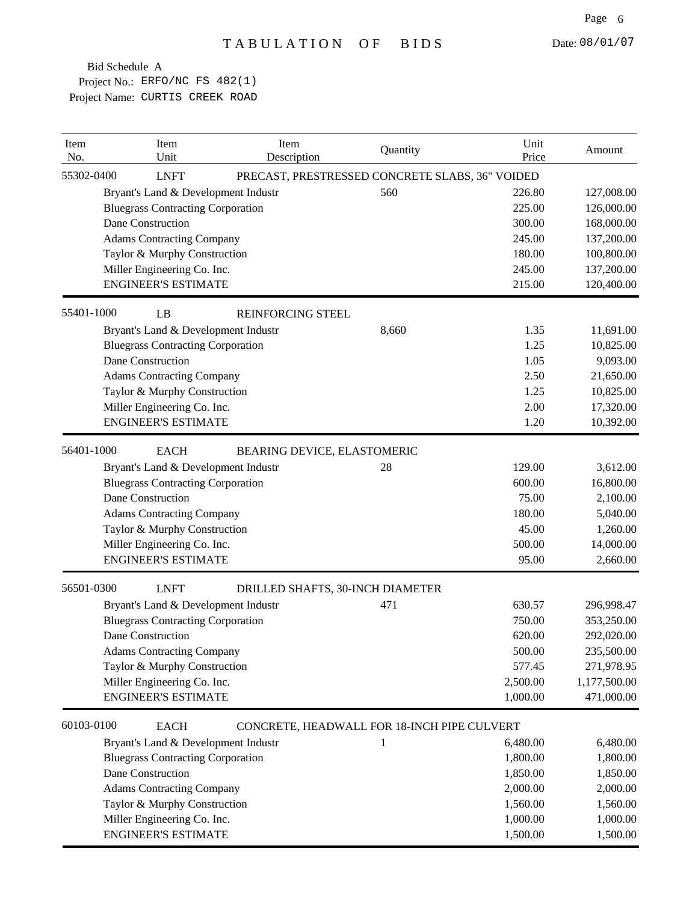# TABULATION OF BIDS

Date: 08/01/07

Bid Schedule A
Project No.: ERFO/NC FS 482(1)
Project Name: CURTIS CREEK ROAD

| Item No. | Item Unit | Item Description | Quantity | Unit Price | Amount |
|---|---|---|---|---|---|
| 55302-0400 | LNFT | PRECAST, PRESTRESSED CONCRETE SLABS, 36" VOIDED | | | |
| | Bryant's Land & Development Industr | | 560 | 226.80 | 127,008.00 |
| | Bluegrass Contracting Corporation | | | 225.00 | 126,000.00 |
| | Dane Construction | | | 300.00 | 168,000.00 |
| | Adams Contracting Company | | | 245.00 | 137,200.00 |
| | Taylor & Murphy Construction | | | 180.00 | 100,800.00 |
| | Miller Engineering Co. Inc. | | | 245.00 | 137,200.00 |
| | ENGINEER'S ESTIMATE | | | 215.00 | 120,400.00 |
| 55401-1000 | LB | REINFORCING STEEL | | | |
| | Bryant's Land & Development Industr | | 8,660 | 1.35 | 11,691.00 |
| | Bluegrass Contracting Corporation | | | 1.25 | 10,825.00 |
| | Dane Construction | | | 1.05 | 9,093.00 |
| | Adams Contracting Company | | | 2.50 | 21,650.00 |
| | Taylor & Murphy Construction | | | 1.25 | 10,825.00 |
| | Miller Engineering Co. Inc. | | | 2.00 | 17,320.00 |
| | ENGINEER'S ESTIMATE | | | 1.20 | 10,392.00 |
| 56401-1000 | EACH | BEARING DEVICE, ELASTOMERIC | | | |
| | Bryant's Land & Development Industr | | 28 | 129.00 | 3,612.00 |
| | Bluegrass Contracting Corporation | | | 600.00 | 16,800.00 |
| | Dane Construction | | | 75.00 | 2,100.00 |
| | Adams Contracting Company | | | 180.00 | 5,040.00 |
| | Taylor & Murphy Construction | | | 45.00 | 1,260.00 |
| | Miller Engineering Co. Inc. | | | 500.00 | 14,000.00 |
| | ENGINEER'S ESTIMATE | | | 95.00 | 2,660.00 |
| 56501-0300 | LNFT | DRILLED SHAFTS, 30-INCH DIAMETER | | | |
| | Bryant's Land & Development Industr | | 471 | 630.57 | 296,998.47 |
| | Bluegrass Contracting Corporation | | | 750.00 | 353,250.00 |
| | Dane Construction | | | 620.00 | 292,020.00 |
| | Adams Contracting Company | | | 500.00 | 235,500.00 |
| | Taylor & Murphy Construction | | | 577.45 | 271,978.95 |
| | Miller Engineering Co. Inc. | | | 2,500.00 | 1,177,500.00 |
| | ENGINEER'S ESTIMATE | | | 1,000.00 | 471,000.00 |
| 60103-0100 | EACH | CONCRETE, HEADWALL FOR 18-INCH PIPE CULVERT | | | |
| | Bryant's Land & Development Industr | | 1 | 6,480.00 | 6,480.00 |
| | Bluegrass Contracting Corporation | | | 1,800.00 | 1,800.00 |
| | Dane Construction | | | 1,850.00 | 1,850.00 |
| | Adams Contracting Company | | | 2,000.00 | 2,000.00 |
| | Taylor & Murphy Construction | | | 1,560.00 | 1,560.00 |
| | Miller Engineering Co. Inc. | | | 1,000.00 | 1,000.00 |
| | ENGINEER'S ESTIMATE | | | 1,500.00 | 1,500.00 |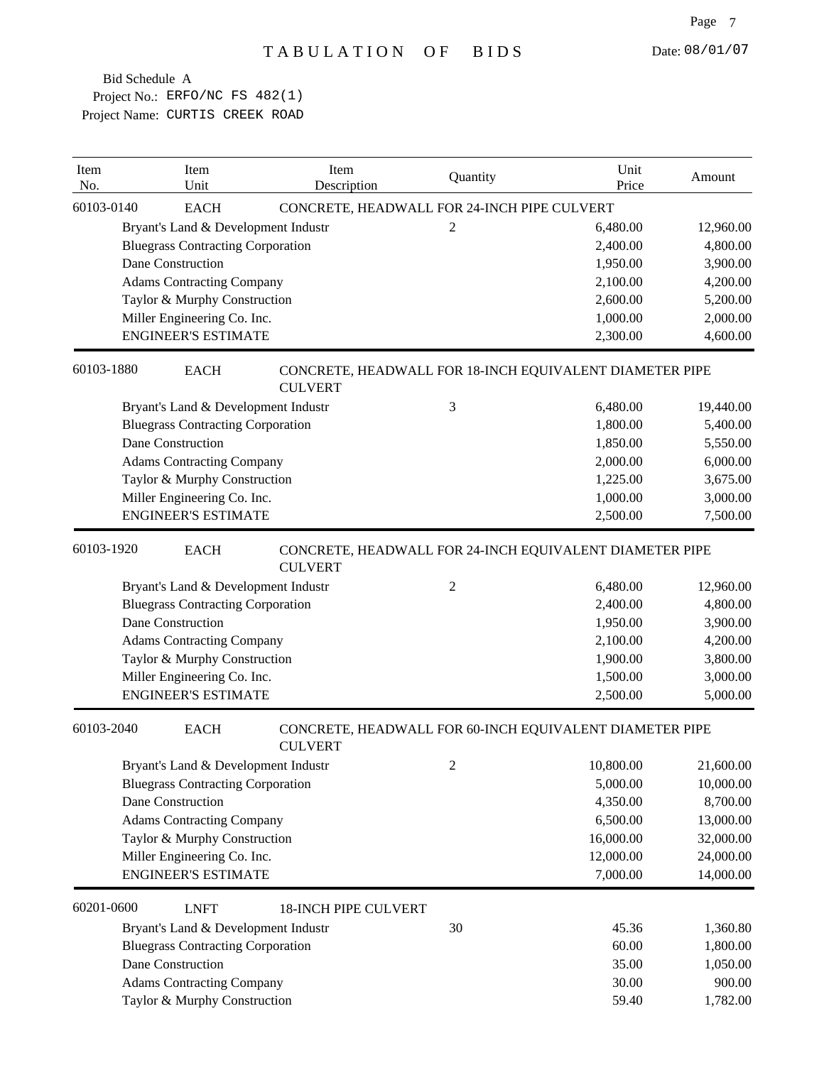# TABULATION OF BIDS

Date: 08/01/07

Bid Schedule A
Project No.: ERFO/NC FS 482(1)
Project Name: CURTIS CREEK ROAD

| Item No. | Item Unit | Item Description | Quantity | Unit Price | Amount |
|---|---|---|---|---|---|
| 60103-0140 | EACH | CONCRETE, HEADWALL FOR 24-INCH PIPE CULVERT | | | |
| | Bryant's Land & Development Industr | | 2 | 6,480.00 | 12,960.00 |
| | Bluegrass Contracting Corporation | | | 2,400.00 | 4,800.00 |
| | Dane Construction | | | 1,950.00 | 3,900.00 |
| | Adams Contracting Company | | | 2,100.00 | 4,200.00 |
| | Taylor & Murphy Construction | | | 2,600.00 | 5,200.00 |
| | Miller Engineering Co. Inc. | | | 1,000.00 | 2,000.00 |
| | ENGINEER'S ESTIMATE | | | 2,300.00 | 4,600.00 |
| 60103-1880 | EACH | CONCRETE, HEADWALL FOR 18-INCH EQUIVALENT DIAMETER PIPE CULVERT | | | |
| | Bryant's Land & Development Industr | | 3 | 6,480.00 | 19,440.00 |
| | Bluegrass Contracting Corporation | | | 1,800.00 | 5,400.00 |
| | Dane Construction | | | 1,850.00 | 5,550.00 |
| | Adams Contracting Company | | | 2,000.00 | 6,000.00 |
| | Taylor & Murphy Construction | | | 1,225.00 | 3,675.00 |
| | Miller Engineering Co. Inc. | | | 1,000.00 | 3,000.00 |
| | ENGINEER'S ESTIMATE | | | 2,500.00 | 7,500.00 |
| 60103-1920 | EACH | CONCRETE, HEADWALL FOR 24-INCH EQUIVALENT DIAMETER PIPE CULVERT | | | |
| | Bryant's Land & Development Industr | | 2 | 6,480.00 | 12,960.00 |
| | Bluegrass Contracting Corporation | | | 2,400.00 | 4,800.00 |
| | Dane Construction | | | 1,950.00 | 3,900.00 |
| | Adams Contracting Company | | | 2,100.00 | 4,200.00 |
| | Taylor & Murphy Construction | | | 1,900.00 | 3,800.00 |
| | Miller Engineering Co. Inc. | | | 1,500.00 | 3,000.00 |
| | ENGINEER'S ESTIMATE | | | 2,500.00 | 5,000.00 |
| 60103-2040 | EACH | CONCRETE, HEADWALL FOR 60-INCH EQUIVALENT DIAMETER PIPE CULVERT | | | |
| | Bryant's Land & Development Industr | | 2 | 10,800.00 | 21,600.00 |
| | Bluegrass Contracting Corporation | | | 5,000.00 | 10,000.00 |
| | Dane Construction | | | 4,350.00 | 8,700.00 |
| | Adams Contracting Company | | | 6,500.00 | 13,000.00 |
| | Taylor & Murphy Construction | | | 16,000.00 | 32,000.00 |
| | Miller Engineering Co. Inc. | | | 12,000.00 | 24,000.00 |
| | ENGINEER'S ESTIMATE | | | 7,000.00 | 14,000.00 |
| 60201-0600 | LNFT | 18-INCH PIPE CULVERT | | | |
| | Bryant's Land & Development Industr | | 30 | 45.36 | 1,360.80 |
| | Bluegrass Contracting Corporation | | | 60.00 | 1,800.00 |
| | Dane Construction | | | 35.00 | 1,050.00 |
| | Adams Contracting Company | | | 30.00 | 900.00 |
| | Taylor & Murphy Construction | | | 59.40 | 1,782.00 |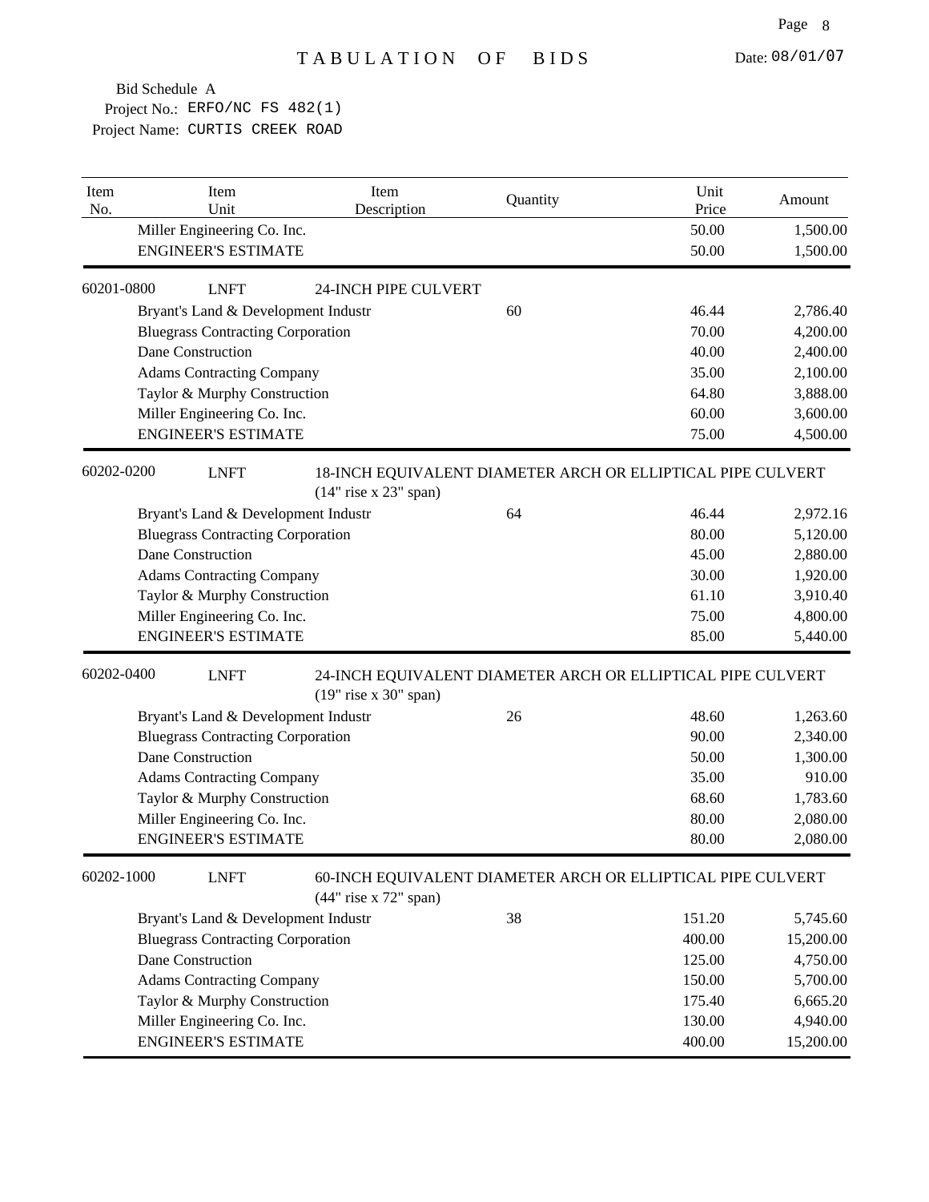TABULATION OF BIDS

Date: 08/01/07

Bid Schedule A
Project No.: ERFO/NC FS 482(1)
Project Name: CURTIS CREEK ROAD

| Item No. | Item Unit | Item Description | Quantity | Unit Price | Amount |
|---|---|---|---|---|---|
| | Miller Engineering Co. Inc. | | | 50.00 | 1,500.00 |
| | ENGINEER'S ESTIMATE | | | 50.00 | 1,500.00 |
| 60201-0800 | LNFT | 24-INCH PIPE CULVERT | | | |
| | Bryant's Land & Development Industr | | 60 | 46.44 | 2,786.40 |
| | Bluegrass Contracting Corporation | | | 70.00 | 4,200.00 |
| | Dane Construction | | | 40.00 | 2,400.00 |
| | Adams Contracting Company | | | 35.00 | 2,100.00 |
| | Taylor & Murphy Construction | | | 64.80 | 3,888.00 |
| | Miller Engineering Co. Inc. | | | 60.00 | 3,600.00 |
| | ENGINEER'S ESTIMATE | | | 75.00 | 4,500.00 |
| 60202-0200 | LNFT | 18-INCH EQUIVALENT DIAMETER ARCH OR ELLIPTICAL PIPE CULVERT (14" rise x 23" span) | | | |
| | Bryant's Land & Development Industr | | 64 | 46.44 | 2,972.16 |
| | Bluegrass Contracting Corporation | | | 80.00 | 5,120.00 |
| | Dane Construction | | | 45.00 | 2,880.00 |
| | Adams Contracting Company | | | 30.00 | 1,920.00 |
| | Taylor & Murphy Construction | | | 61.10 | 3,910.40 |
| | Miller Engineering Co. Inc. | | | 75.00 | 4,800.00 |
| | ENGINEER'S ESTIMATE | | | 85.00 | 5,440.00 |
| 60202-0400 | LNFT | 24-INCH EQUIVALENT DIAMETER ARCH OR ELLIPTICAL PIPE CULVERT (19" rise x 30" span) | | | |
| | Bryant's Land & Development Industr | | 26 | 48.60 | 1,263.60 |
| | Bluegrass Contracting Corporation | | | 90.00 | 2,340.00 |
| | Dane Construction | | | 50.00 | 1,300.00 |
| | Adams Contracting Company | | | 35.00 | 910.00 |
| | Taylor & Murphy Construction | | | 68.60 | 1,783.60 |
| | Miller Engineering Co. Inc. | | | 80.00 | 2,080.00 |
| | ENGINEER'S ESTIMATE | | | 80.00 | 2,080.00 |
| 60202-1000 | LNFT | 60-INCH EQUIVALENT DIAMETER ARCH OR ELLIPTICAL PIPE CULVERT (44" rise x 72" span) | | | |
| | Bryant's Land & Development Industr | | 38 | 151.20 | 5,745.60 |
| | Bluegrass Contracting Corporation | | | 400.00 | 15,200.00 |
| | Dane Construction | | | 125.00 | 4,750.00 |
| | Adams Contracting Company | | | 150.00 | 5,700.00 |
| | Taylor & Murphy Construction | | | 175.40 | 6,665.20 |
| | Miller Engineering Co. Inc. | | | 130.00 | 4,940.00 |
| | ENGINEER'S ESTIMATE | | | 400.00 | 15,200.00 |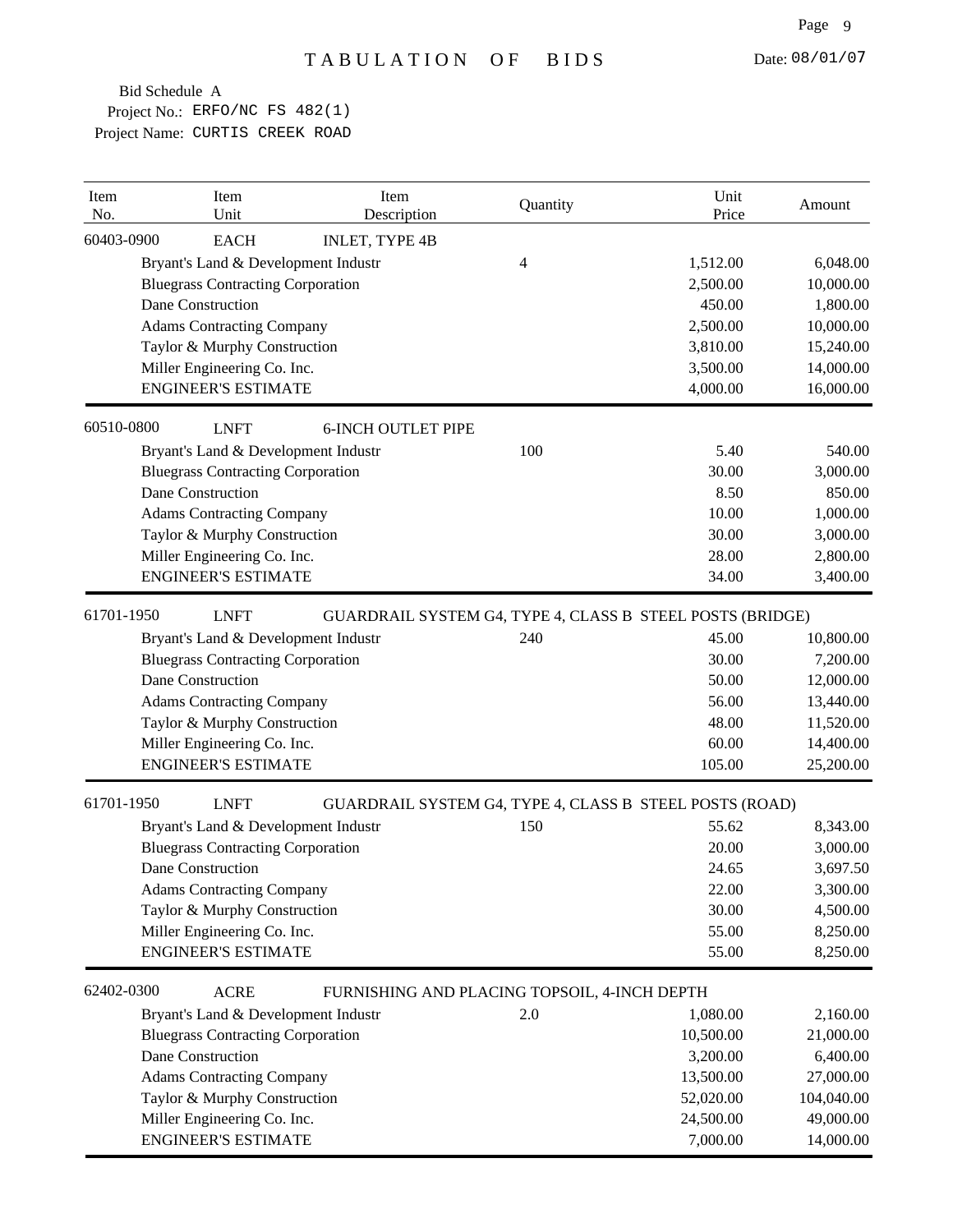# TABULATION OF BIDS

Date: 08/01/07

Bid Schedule A
Project No.: ERFO/NC FS 482(1)
Project Name: CURTIS CREEK ROAD

| Item No. | Item Unit | Item Description | Quantity | Unit Price | Amount |
|---|---|---|---|---|---|
| 60403-0900 | EACH | INLET, TYPE 4B | | | |
| | Bryant's Land & Development Industr | | 4 | 1,512.00 | 6,048.00 |
| | Bluegrass Contracting Corporation | | | 2,500.00 | 10,000.00 |
| | Dane Construction | | | 450.00 | 1,800.00 |
| | Adams Contracting Company | | | 2,500.00 | 10,000.00 |
| | Taylor & Murphy Construction | | | 3,810.00 | 15,240.00 |
| | Miller Engineering Co. Inc. | | | 3,500.00 | 14,000.00 |
| | ENGINEER'S ESTIMATE | | | 4,000.00 | 16,000.00 |
| 60510-0800 | LNFT | 6-INCH OUTLET PIPE | | | |
| | Bryant's Land & Development Industr | | 100 | 5.40 | 540.00 |
| | Bluegrass Contracting Corporation | | | 30.00 | 3,000.00 |
| | Dane Construction | | | 8.50 | 850.00 |
| | Adams Contracting Company | | | 10.00 | 1,000.00 |
| | Taylor & Murphy Construction | | | 30.00 | 3,000.00 |
| | Miller Engineering Co. Inc. | | | 28.00 | 2,800.00 |
| | ENGINEER'S ESTIMATE | | | 34.00 | 3,400.00 |
| 61701-1950 | LNFT | GUARDRAIL SYSTEM G4, TYPE 4, CLASS B STEEL POSTS (BRIDGE) | | | |
| | Bryant's Land & Development Industr | | 240 | 45.00 | 10,800.00 |
| | Bluegrass Contracting Corporation | | | 30.00 | 7,200.00 |
| | Dane Construction | | | 50.00 | 12,000.00 |
| | Adams Contracting Company | | | 56.00 | 13,440.00 |
| | Taylor & Murphy Construction | | | 48.00 | 11,520.00 |
| | Miller Engineering Co. Inc. | | | 60.00 | 14,400.00 |
| | ENGINEER'S ESTIMATE | | | 105.00 | 25,200.00 |
| 61701-1950 | LNFT | GUARDRAIL SYSTEM G4, TYPE 4, CLASS B STEEL POSTS (ROAD) | | | |
| | Bryant's Land & Development Industr | | 150 | 55.62 | 8,343.00 |
| | Bluegrass Contracting Corporation | | | 20.00 | 3,000.00 |
| | Dane Construction | | | 24.65 | 3,697.50 |
| | Adams Contracting Company | | | 22.00 | 3,300.00 |
| | Taylor & Murphy Construction | | | 30.00 | 4,500.00 |
| | Miller Engineering Co. Inc. | | | 55.00 | 8,250.00 |
| | ENGINEER'S ESTIMATE | | | 55.00 | 8,250.00 |
| 62402-0300 | ACRE | FURNISHING AND PLACING TOPSOIL, 4-INCH DEPTH | | | |
| | Bryant's Land & Development Industr | | 2.0 | 1,080.00 | 2,160.00 |
| | Bluegrass Contracting Corporation | | | 10,500.00 | 21,000.00 |
| | Dane Construction | | | 3,200.00 | 6,400.00 |
| | Adams Contracting Company | | | 13,500.00 | 27,000.00 |
| | Taylor & Murphy Construction | | | 52,020.00 | 104,040.00 |
| | Miller Engineering Co. Inc. | | | 24,500.00 | 49,000.00 |
| | ENGINEER'S ESTIMATE | | | 7,000.00 | 14,000.00 |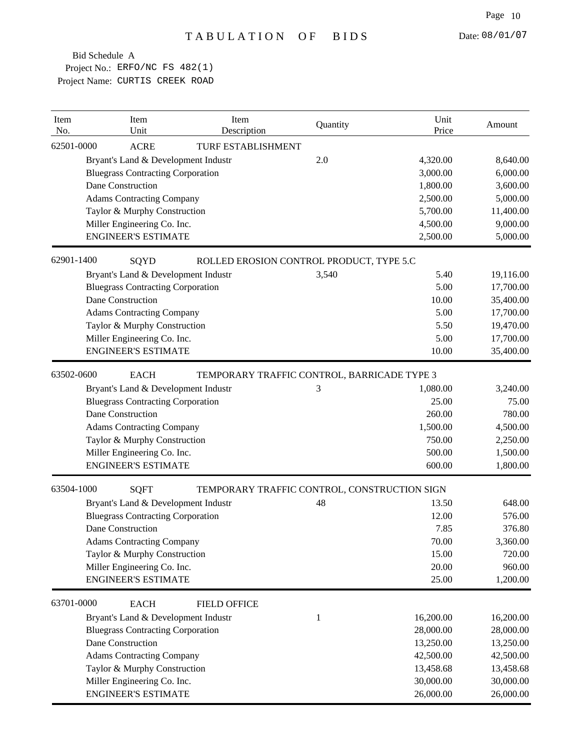# TABULATION OF BIDS

Date: 08/01/07

Bid Schedule A
Project No.: ERFO/NC FS 482(1)
Project Name: CURTIS CREEK ROAD

| Item No. | Item Unit | Item Description | Quantity | Unit Price | Amount |
|---|---|---|---|---|---|
| 62501-0000 | ACRE | TURF ESTABLISHMENT | | | |
| | Bryant's Land & Development Industr | | 2.0 | 4,320.00 | 8,640.00 |
| | Bluegrass Contracting Corporation | | | 3,000.00 | 6,000.00 |
| | Dane Construction | | | 1,800.00 | 3,600.00 |
| | Adams Contracting Company | | | 2,500.00 | 5,000.00 |
| | Taylor & Murphy Construction | | | 5,700.00 | 11,400.00 |
| | Miller Engineering Co. Inc. | | | 4,500.00 | 9,000.00 |
| | ENGINEER'S ESTIMATE | | | 2,500.00 | 5,000.00 |
| 62901-1400 | SQYD | ROLLED EROSION CONTROL PRODUCT, TYPE 5.C | | | |
| | Bryant's Land & Development Industr | | 3,540 | 5.40 | 19,116.00 |
| | Bluegrass Contracting Corporation | | | 5.00 | 17,700.00 |
| | Dane Construction | | | 10.00 | 35,400.00 |
| | Adams Contracting Company | | | 5.00 | 17,700.00 |
| | Taylor & Murphy Construction | | | 5.50 | 19,470.00 |
| | Miller Engineering Co. Inc. | | | 5.00 | 17,700.00 |
| | ENGINEER'S ESTIMATE | | | 10.00 | 35,400.00 |
| 63502-0600 | EACH | TEMPORARY TRAFFIC CONTROL, BARRICADE TYPE 3 | | | |
| | Bryant's Land & Development Industr | | 3 | 1,080.00 | 3,240.00 |
| | Bluegrass Contracting Corporation | | | 25.00 | 75.00 |
| | Dane Construction | | | 260.00 | 780.00 |
| | Adams Contracting Company | | | 1,500.00 | 4,500.00 |
| | Taylor & Murphy Construction | | | 750.00 | 2,250.00 |
| | Miller Engineering Co. Inc. | | | 500.00 | 1,500.00 |
| | ENGINEER'S ESTIMATE | | | 600.00 | 1,800.00 |
| 63504-1000 | SQFT | TEMPORARY TRAFFIC CONTROL, CONSTRUCTION SIGN | | | |
| | Bryant's Land & Development Industr | | 48 | 13.50 | 648.00 |
| | Bluegrass Contracting Corporation | | | 12.00 | 576.00 |
| | Dane Construction | | | 7.85 | 376.80 |
| | Adams Contracting Company | | | 70.00 | 3,360.00 |
| | Taylor & Murphy Construction | | | 15.00 | 720.00 |
| | Miller Engineering Co. Inc. | | | 20.00 | 960.00 |
| | ENGINEER'S ESTIMATE | | | 25.00 | 1,200.00 |
| 63701-0000 | EACH | FIELD OFFICE | | | |
| | Bryant's Land & Development Industr | | 1 | 16,200.00 | 16,200.00 |
| | Bluegrass Contracting Corporation | | | 28,000.00 | 28,000.00 |
| | Dane Construction | | | 13,250.00 | 13,250.00 |
| | Adams Contracting Company | | | 42,500.00 | 42,500.00 |
| | Taylor & Murphy Construction | | | 13,458.68 | 13,458.68 |
| | Miller Engineering Co. Inc. | | | 30,000.00 | 30,000.00 |
| | ENGINEER'S ESTIMATE | | | 26,000.00 | 26,000.00 |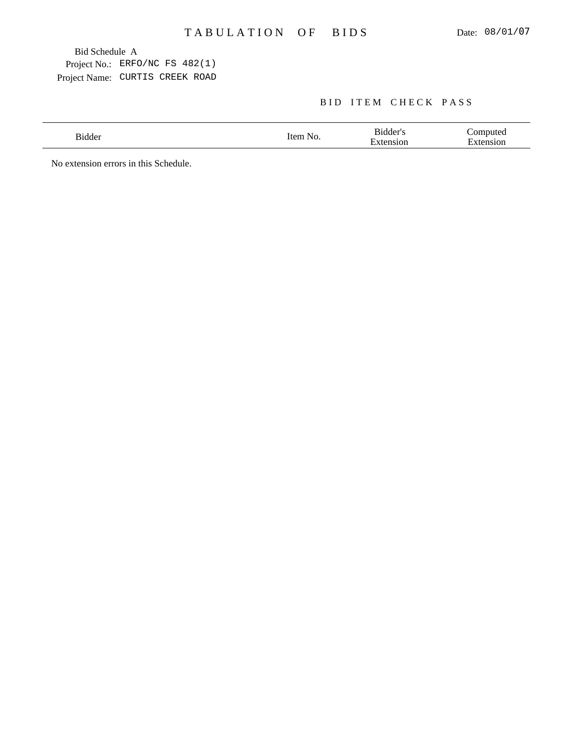# TABULATION OF BIDS

Date: 08/01/07

Bid Schedule A
Project No.: ERFO/NC FS 482(1)
Project Name: CURTIS CREEK ROAD

## BID ITEM CHECK PASS

| Bidder | Item No. | Bidder's Extension | Computed Extension |
|---|---|---|---|

No extension errors in this Schedule.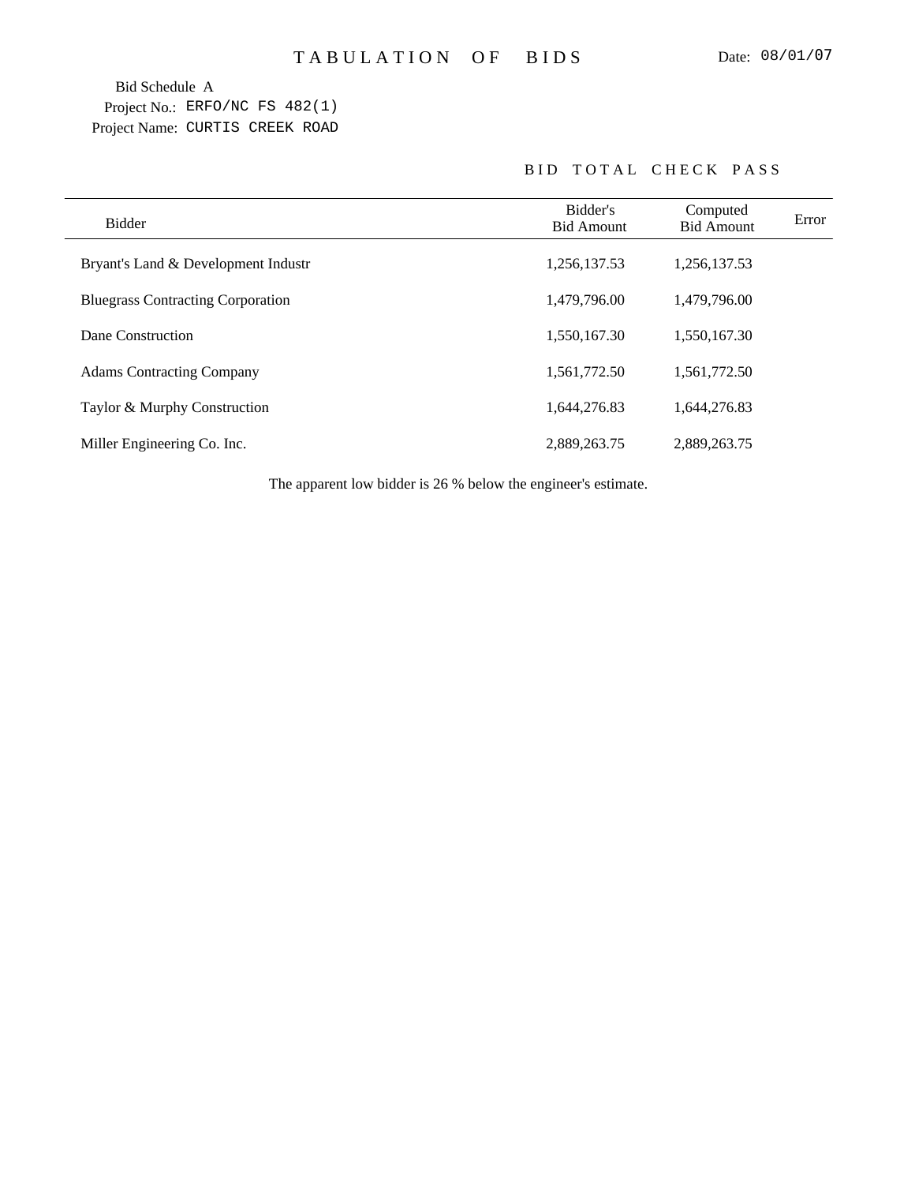# TABULATION OF BIDS

Date: 08/01/07

Bid Schedule A
Project No.: ERFO/NC FS 482(1)
Project Name: CURTIS CREEK ROAD

BID TOTAL CHECK PASS

| Bidder | Bidder's Bid Amount | Computed Bid Amount | Error |
|---|---|---|---|
| Bryant's Land & Development Industr | 1,256,137.53 | 1,256,137.53 | |
| Bluegrass Contracting Corporation | 1,479,796.00 | 1,479,796.00 | |
| Dane Construction | 1,550,167.30 | 1,550,167.30 | |
| Adams Contracting Company | 1,561,772.50 | 1,561,772.50 | |
| Taylor & Murphy Construction | 1,644,276.83 | 1,644,276.83 | |
| Miller Engineering Co. Inc. | 2,889,263.75 | 2,889,263.75 | |

The apparent low bidder is 26 % below the engineer's estimate.